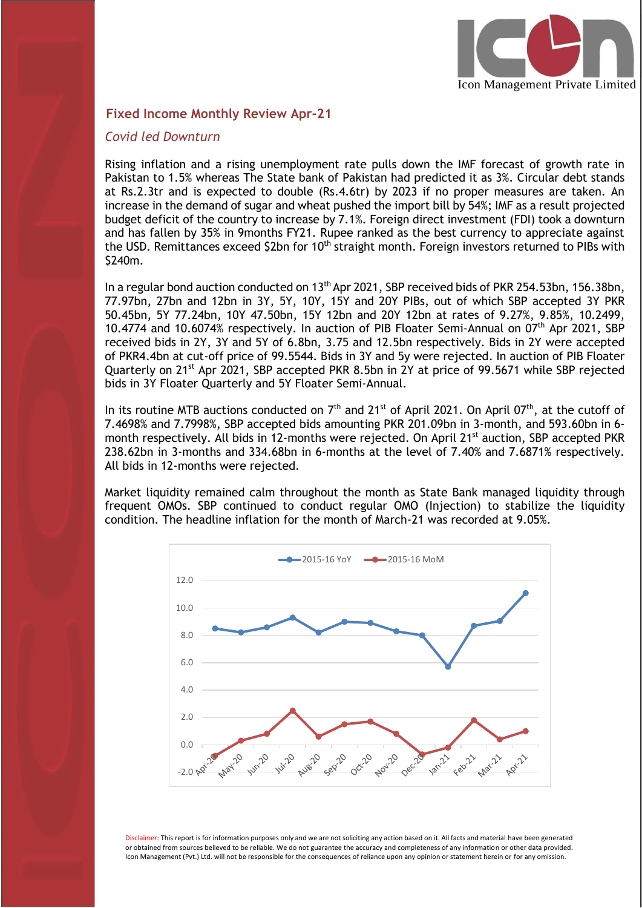Icon Management Private Limited

## Fixed Income Monthly Review Apr-21

### *Covid led Downturn*

Rising inflation and a rising unemployment rate pulls down the IMF forecast of growth rate in Pakistan to 1.5% whereas The State bank of Pakistan had predicted it as 3%. Circular debt stands at Rs.2.3tr and is expected to double (Rs.4.6tr) by 2023 if no proper measures are taken. An increase in the demand of sugar and wheat pushed the import bill by 54%; IMF as a result projected budget deficit of the country to increase by 7.1%. Foreign direct investment (FDI) took a downturn and has fallen by 35% in 9months FY21. Rupee ranked as the best currency to appreciate against the USD. Remittances exceed $2bn for 10th straight month. Foreign investors returned to PIBs with $240m.

In a regular bond auction conducted on 13th Apr 2021, SBP received bids of PKR 254.53bn, 156.38bn, 77.97bn, 27bn and 12bn in 3Y, 5Y, 10Y, 15Y and 20Y PIBs, out of which SBP accepted 3Y PKR 50.45bn, 5Y 77.24bn, 10Y 47.50bn, 15Y 12bn and 20Y 12bn at rates of 9.27%, 9.85%, 10.2499, 10.4774 and 10.6074% respectively. In auction of PIB Floater Semi-Annual on 07th Apr 2021, SBP received bids in 2Y, 3Y and 5Y of 6.8bn, 3.75 and 12.5bn respectively. Bids in 2Y were accepted of PKR4.4bn at cut-off price of 99.5544. Bids in 3Y and 5y were rejected. In auction of PIB Floater Quarterly on 21st Apr 2021, SBP accepted PKR 8.5bn in 2Y at price of 99.5671 while SBP rejected bids in 3Y Floater Quarterly and 5Y Floater Semi-Annual.

In its routine MTB auctions conducted on 7th and 21st of April 2021. On April 07th, at the cutoff of 7.4698% and 7.7998%, SBP accepted bids amounting PKR 201.09bn in 3-month, and 593.60bn in 6-month respectively. All bids in 12-months were rejected. On April 21st auction, SBP accepted PKR 238.62bn in 3-months and 334.68bn in 6-months at the level of 7.40% and 7.6871% respectively. All bids in 12-months were rejected.

Market liquidity remained calm throughout the month as State Bank managed liquidity through frequent OMOs. SBP continued to conduct regular OMO (Injection) to stabilize the liquidity condition. The headline inflation for the month of March-21 was recorded at 9.05%.

Disclaimer: This report is for information purposes only and we are not soliciting any action based on it. All facts and material have been generated or obtained from sources believed to be reliable. We do not guarantee the accuracy and completeness of any information or other data provided. Icon Management (Pvt.) Ltd. will not be responsible for the consequences of reliance upon any opinion or statement herein or for any omission.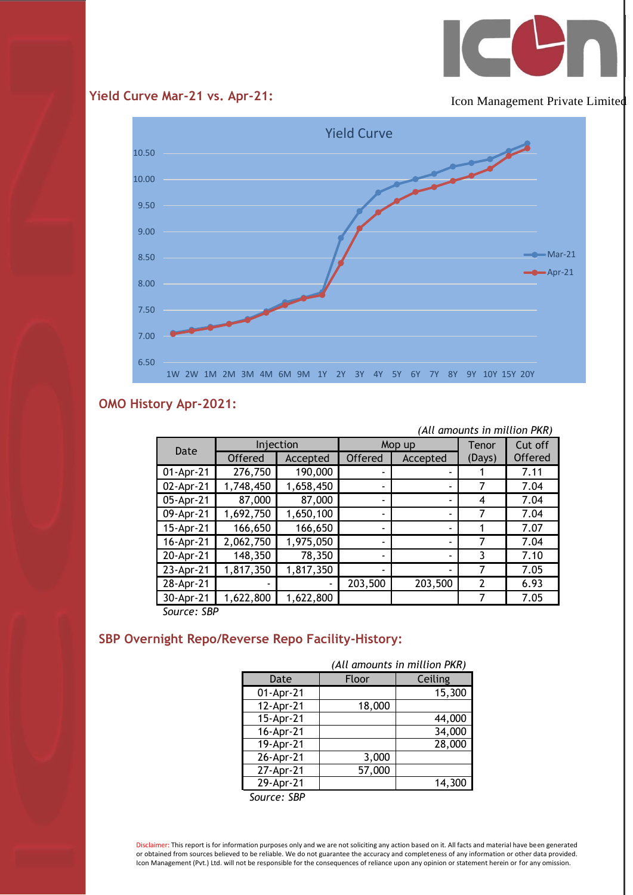Icon Management Private Limited

## Yield Curve Mar-21 vs. Apr-21:

Yield Curve

10.50
10.00
9.50
9.00
8.50
8.00
7.50
7.00
6.50

1W 2W 1M 2M 3M 4M 6M 9M 1Y 2Y 3Y 4Y 5Y 6Y 7Y 8Y 9Y 10Y 15Y 20Y

Mar-21
Apr-21

## OMO History Apr-2021:

*(All amounts in million PKR)*

| Date | Injection | | Mop up | | Tenor | Cut off |
|---|---|---|---|---|---|---|
| | Offered | Accepted | Offered | Accepted | (Days) | Offered |
| 01-Apr-21 | 276,750 | 190,000 | - | - | 1 | 7.11 |
| 02-Apr-21 | 1,748,450 | 1,658,450 | - | - | 7 | 7.04 |
| 05-Apr-21 | 87,000 | 87,000 | - | - | 4 | 7.04 |
| 09-Apr-21 | 1,692,750 | 1,650,100 | - | - | 7 | 7.04 |
| 15-Apr-21 | 166,650 | 166,650 | - | - | 1 | 7.07 |
| 16-Apr-21 | 2,062,750 | 1,975,050 | - | - | 7 | 7.04 |
| 20-Apr-21 | 148,350 | 78,350 | - | - | 3 | 7.10 |
| 23-Apr-21 | 1,817,350 | 1,817,350 | - | - | 7 | 7.05 |
| 28-Apr-21 | - | - | 203,500 | 203,500 | 2 | 6.93 |
| 30-Apr-21 | 1,622,800 | 1,622,800 | | | 7 | 7.05 |

*Source: SBP*

## SBP Overnight Repo/Reverse Repo Facility-History:

*(All amounts in million PKR)*

| Date | Floor | Ceiling |
|---|---|---|
| 01-Apr-21 | | 15,300 |
| 12-Apr-21 | 18,000 | |
| 15-Apr-21 | | 44,000 |
| 16-Apr-21 | | 34,000 |
| 19-Apr-21 | | 28,000 |
| 26-Apr-21 | 3,000 | |
| 27-Apr-21 | 57,000 | |
| 29-Apr-21 | | 14,300 |

*Source: SBP*

Disclaimer: This report is for information purposes only and we are not soliciting any action based on it. All facts and material have been generated or obtained from sources believed to be reliable. We do not guarantee the accuracy and completeness of any information or other data provided. Icon Management (Pvt.) Ltd. will not be responsible for the consequences of reliance upon any opinion or statement herein or for any omission.